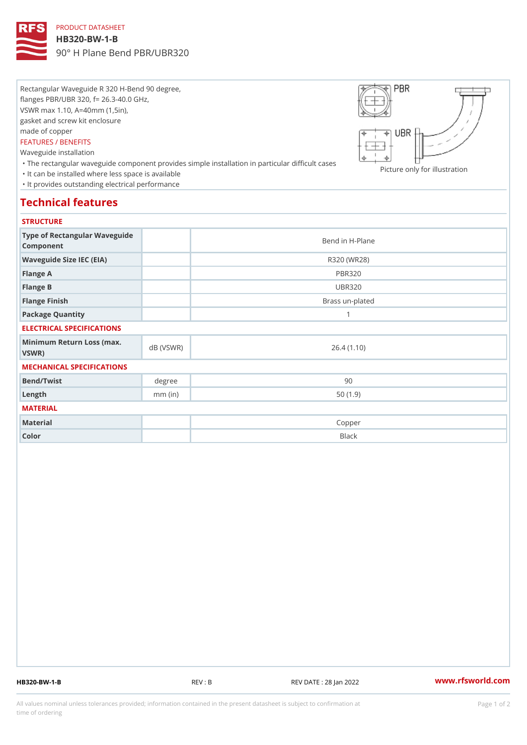PRODUCT DATASHEET

# HB320-BW-1-B

90° H Plane Bend PBR/UBR320

Rectangular Waveguide R 320 H-Bend 90 degree,
flanges PBR/UBR 320, f= 26.3-40.0 GHz,
VSWR max 1.10, A=40mm (1,5in),
gasket and screw kit enclosure
made of copper

FEATURES / BENEFITS

Waveguide installation

- The rectangular waveguide component provides simple installation in particular difficult cases
- It can be installed where less space is available
- It provides outstanding electrical performance

Picture only for illustration

## Technical features

### STRUCTURE

| | | |
|---|---|---|
| Type of Rectangular Waveguide Component | | Bend in H-Plane |
| Waveguide Size IEC (EIA) | | R320 (WR28) |
| Flange A | | PBR320 |
| Flange B | | UBR320 |
| Flange Finish | | Brass un-plated |
| Package Quantity | | 1 |

### ELECTRICAL SPECIFICATIONS

| | | |
|---|---|---|
| Minimum Return Loss (max. VSWR) | dB (VSWR) | 26.4 (1.10) |

### MECHANICAL SPECIFICATIONS

| | | |
|---|---|---|
| Bend/Twist | degree | 90 |
| Length | mm (in) | 50 (1.9) |

### MATERIAL

| | | |
|---|---|---|
| Material | | Copper |
| Color | | Black |

HB320-BW-1-B REV : B REV DATE : 28 Jan 2022 www.rfsworld.com

All values nominal unless tolerances provided; information contained in the present datasheet is subject to confirmation at time of ordering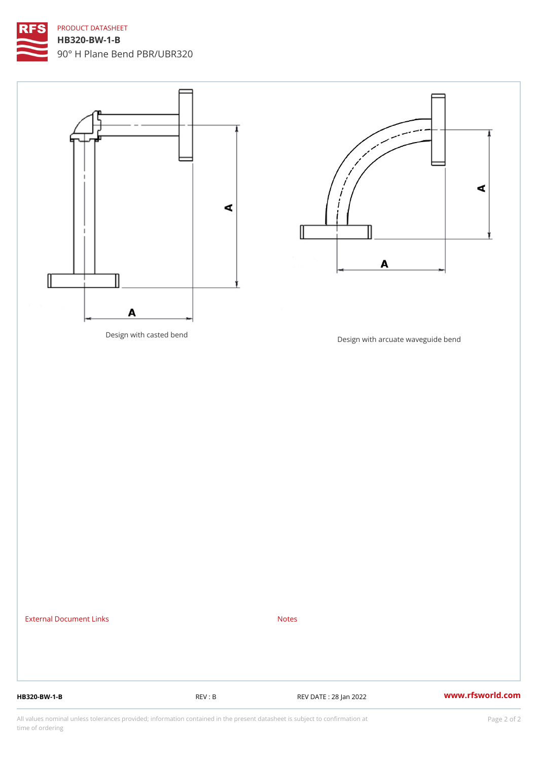A

A

Design with casted bend

A

A

Design with arcuate waveguide bend

External Document Links

Notes